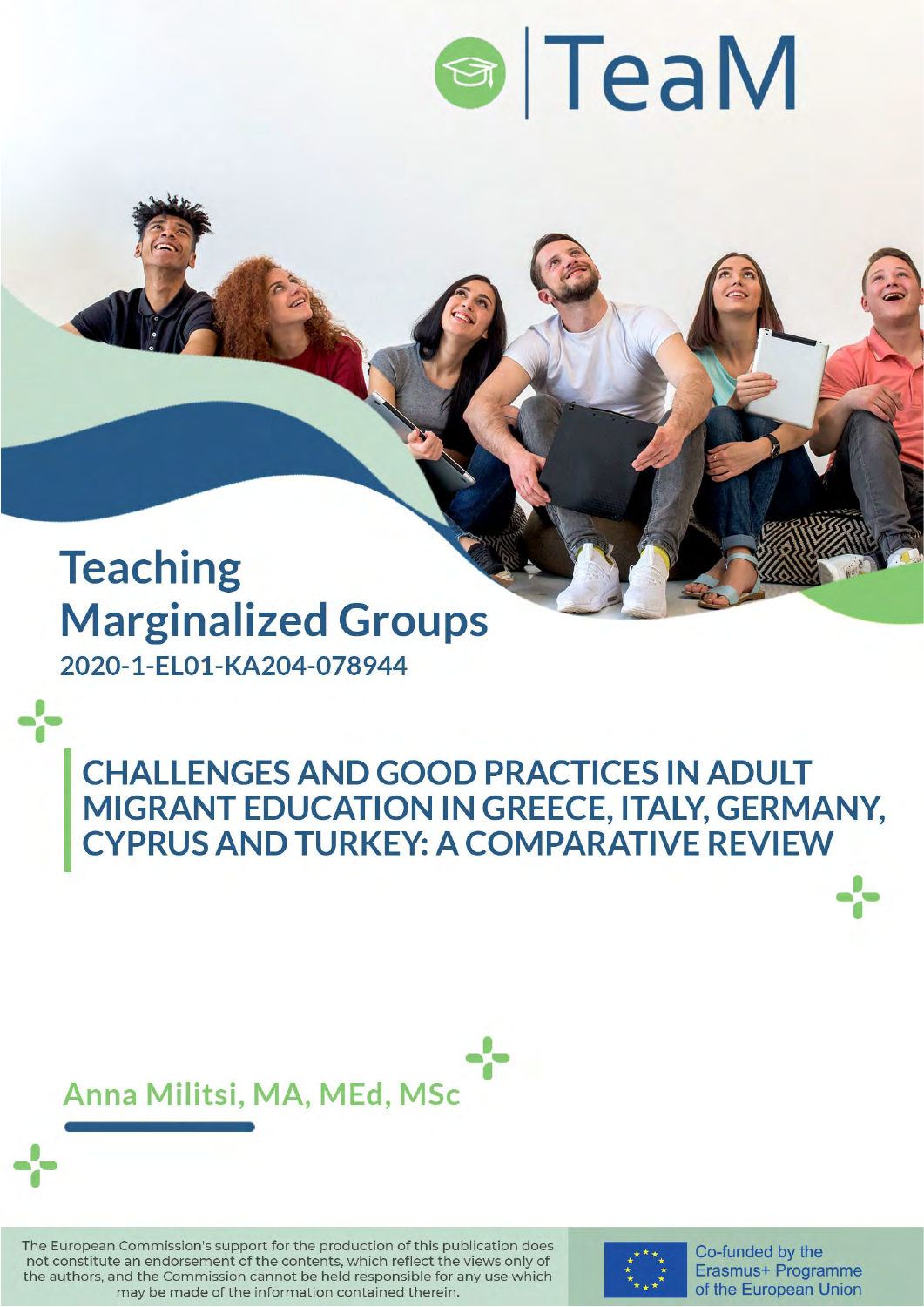# TeaM

## Teaching Marginalized Groups

**2020-1-EL01-KA204-078944**

# CHALLENGES AND GOOD PRACTICES IN ADULT MIGRANT EDUCATION IN GREECE, ITALY, GERMANY, CYPRUS AND TURKEY: A COMPARATIVE REVIEW

**Anna Militsi, MA, MEd, MSc**

The European Commission's support for the production of this publication does not constitute an endorsement of the contents, which reflect the views only of the authors, and the Commission cannot be held responsible for any use which may be made of the information contained therein.

Co-funded by the Erasmus+ Programme of the European Union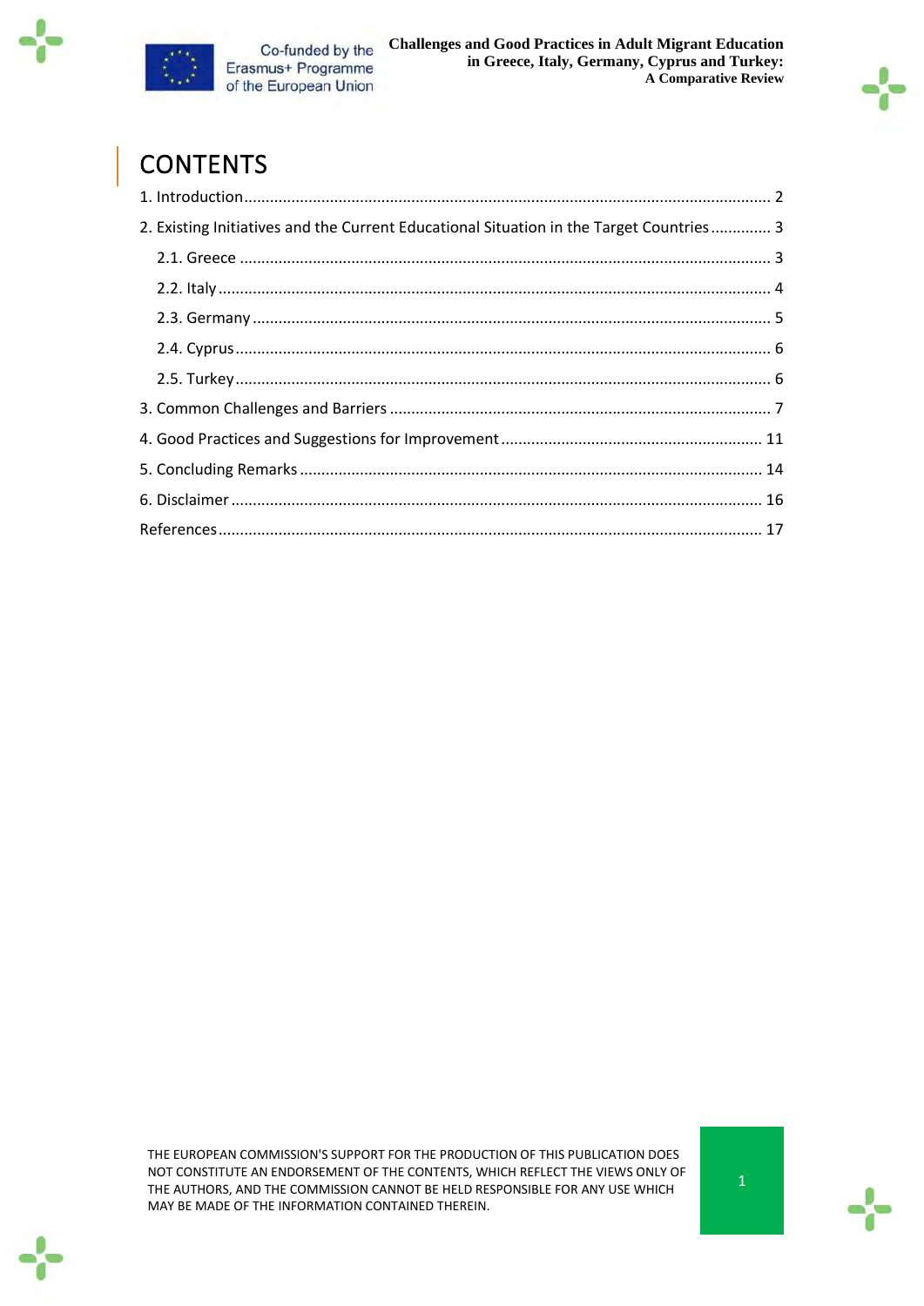# CONTENTS

1. Introduction .......... 2
2. Existing Initiatives and the Current Educational Situation in the Target Countries .......... 3
   - 2.1. Greece .......... 3
   - 2.2. Italy .......... 4
   - 2.3. Germany .......... 5
   - 2.4. Cyprus .......... 6
   - 2.5. Turkey .......... 6
3. Common Challenges and Barriers .......... 7
4. Good Practices and Suggestions for Improvement .......... 11
5. Concluding Remarks .......... 14
6. Disclaimer .......... 16

References .......... 17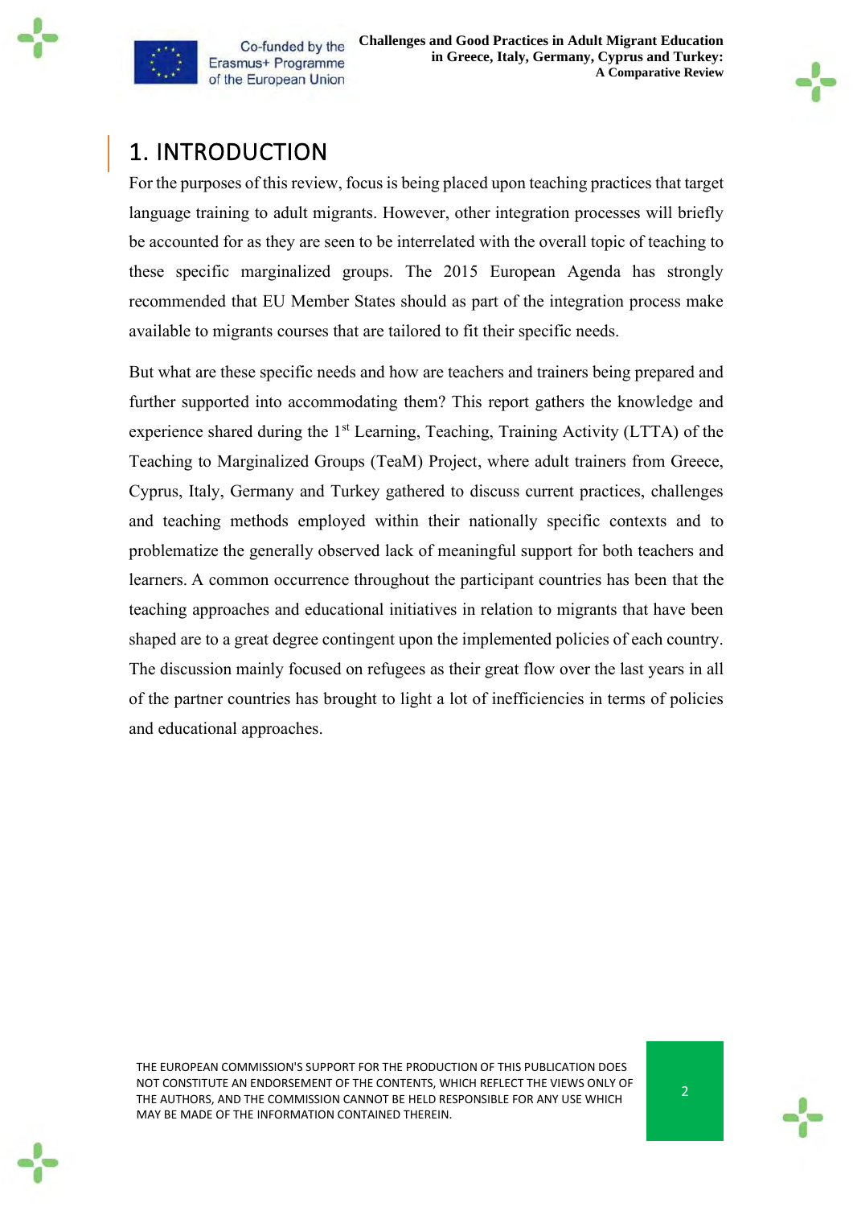# 1. INTRODUCTION

For the purposes of this review, focus is being placed upon teaching practices that target language training to adult migrants. However, other integration processes will briefly be accounted for as they are seen to be interrelated with the overall topic of teaching to these specific marginalized groups. The 2015 European Agenda has strongly recommended that EU Member States should as part of the integration process make available to migrants courses that are tailored to fit their specific needs.

But what are these specific needs and how are teachers and trainers being prepared and further supported into accommodating them? This report gathers the knowledge and experience shared during the 1st Learning, Teaching, Training Activity (LTTA) of the Teaching to Marginalized Groups (TeaM) Project, where adult trainers from Greece, Cyprus, Italy, Germany and Turkey gathered to discuss current practices, challenges and teaching methods employed within their nationally specific contexts and to problematize the generally observed lack of meaningful support for both teachers and learners. A common occurrence throughout the participant countries has been that the teaching approaches and educational initiatives in relation to migrants that have been shaped are to a great degree contingent upon the implemented policies of each country. The discussion mainly focused on refugees as their great flow over the last years in all of the partner countries has brought to light a lot of inefficiencies in terms of policies and educational approaches.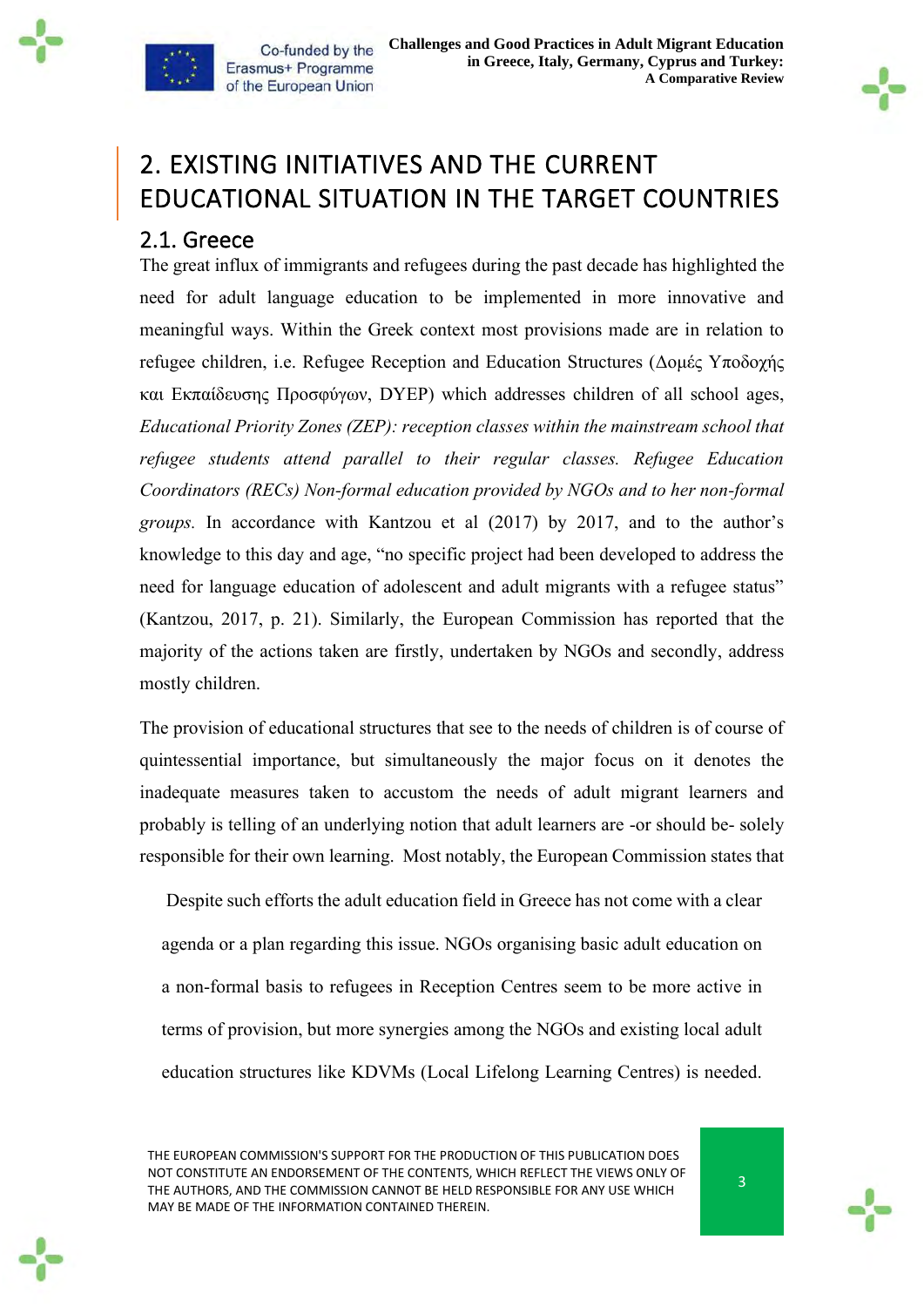# 2. EXISTING INITIATIVES AND THE CURRENT EDUCATIONAL SITUATION IN THE TARGET COUNTRIES

## 2.1. Greece

The great influx of immigrants and refugees during the past decade has highlighted the need for adult language education to be implemented in more innovative and meaningful ways. Within the Greek context most provisions made are in relation to refugee children, i.e. Refugee Reception and Education Structures (Δομές Υποδοχής και Εκπαίδευσης Προσφύγων, DYEP) which addresses children of all school ages, *Educational Priority Zones (ZEP): reception classes within the mainstream school that refugee students attend parallel to their regular classes. Refugee Education Coordinators (RECs) Non-formal education provided by NGOs and to her non-formal groups.* In accordance with Kantzou et al (2017) by 2017, and to the author's knowledge to this day and age, "no specific project had been developed to address the need for language education of adolescent and adult migrants with a refugee status" (Kantzou, 2017, p. 21). Similarly, the European Commission has reported that the majority of the actions taken are firstly, undertaken by NGOs and secondly, address mostly children.

The provision of educational structures that see to the needs of children is of course of quintessential importance, but simultaneously the major focus on it denotes the inadequate measures taken to accustom the needs of adult migrant learners and probably is telling of an underlying notion that adult learners are -or should be- solely responsible for their own learning. Most notably, the European Commission states that

> Despite such efforts the adult education field in Greece has not come with a clear agenda or a plan regarding this issue. NGOs organising basic adult education on a non-formal basis to refugees in Reception Centres seem to be more active in terms of provision, but more synergies among the NGOs and existing local adult education structures like KDVMs (Local Lifelong Learning Centres) is needed.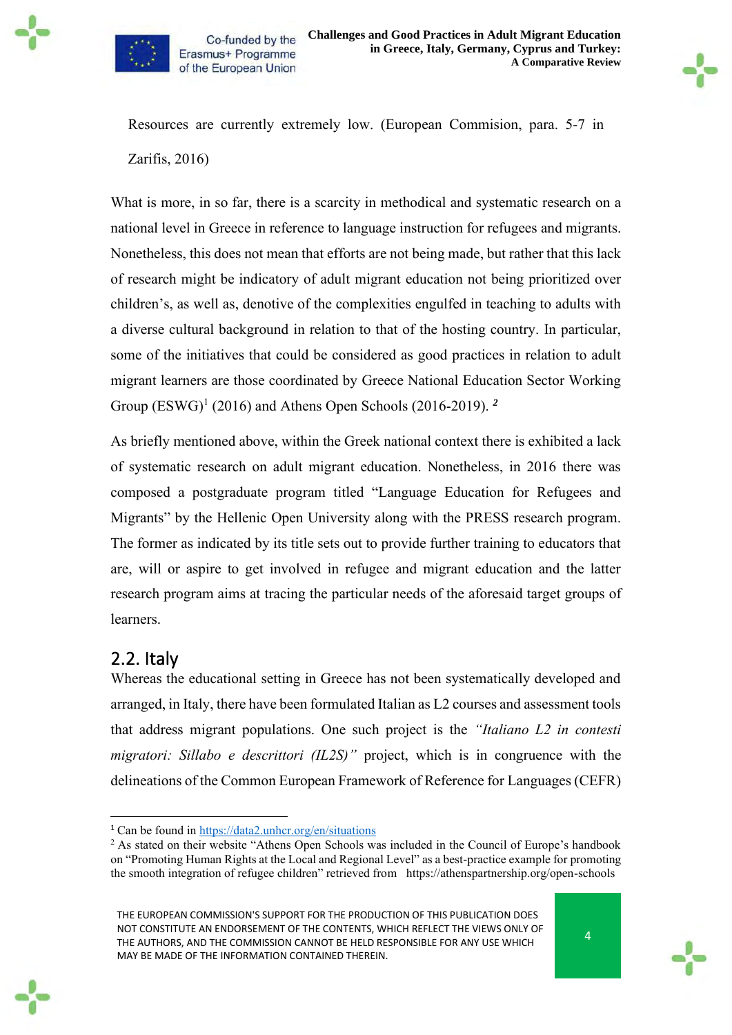Resources are currently extremely low. (European Commision, para. 5-7 in Zarifis, 2016)

What is more, in so far, there is a scarcity in methodical and systematic research on a national level in Greece in reference to language instruction for refugees and migrants. Nonetheless, this does not mean that efforts are not being made, but rather that this lack of research might be indicatory of adult migrant education not being prioritized over children's, as well as, denotive of the complexities engulfed in teaching to adults with a diverse cultural background in relation to that of the hosting country. In particular, some of the initiatives that could be considered as good practices in relation to adult migrant learners are those coordinated by Greece National Education Sector Working Group (ESWG)[1] (2016) and Athens Open Schools (2016-2019). [2]

As briefly mentioned above, within the Greek national context there is exhibited a lack of systematic research on adult migrant education. Nonetheless, in 2016 there was composed a postgraduate program titled "Language Education for Refugees and Migrants" by the Hellenic Open University along with the PRESS research program. The former as indicated by its title sets out to provide further training to educators that are, will or aspire to get involved in refugee and migrant education and the latter research program aims at tracing the particular needs of the aforesaid target groups of learners.

## 2.2. Italy

Whereas the educational setting in Greece has not been systematically developed and arranged, in Italy, there have been formulated Italian as L2 courses and assessment tools that address migrant populations. One such project is the *"Italiano L2 in contesti migratori: Sillabo e descrittori (IL2S)"* project, which is in congruence with the delineations of the Common European Framework of Reference for Languages (CEFR)

---

[1] Can be found in https://data2.unhcr.org/en/situations

[2] As stated on their website "Athens Open Schools was included in the Council of Europe's handbook on "Promoting Human Rights at the Local and Regional Level" as a best-practice example for promoting the smooth integration of refugee children" retrieved from https://athenspartnership.org/open-schools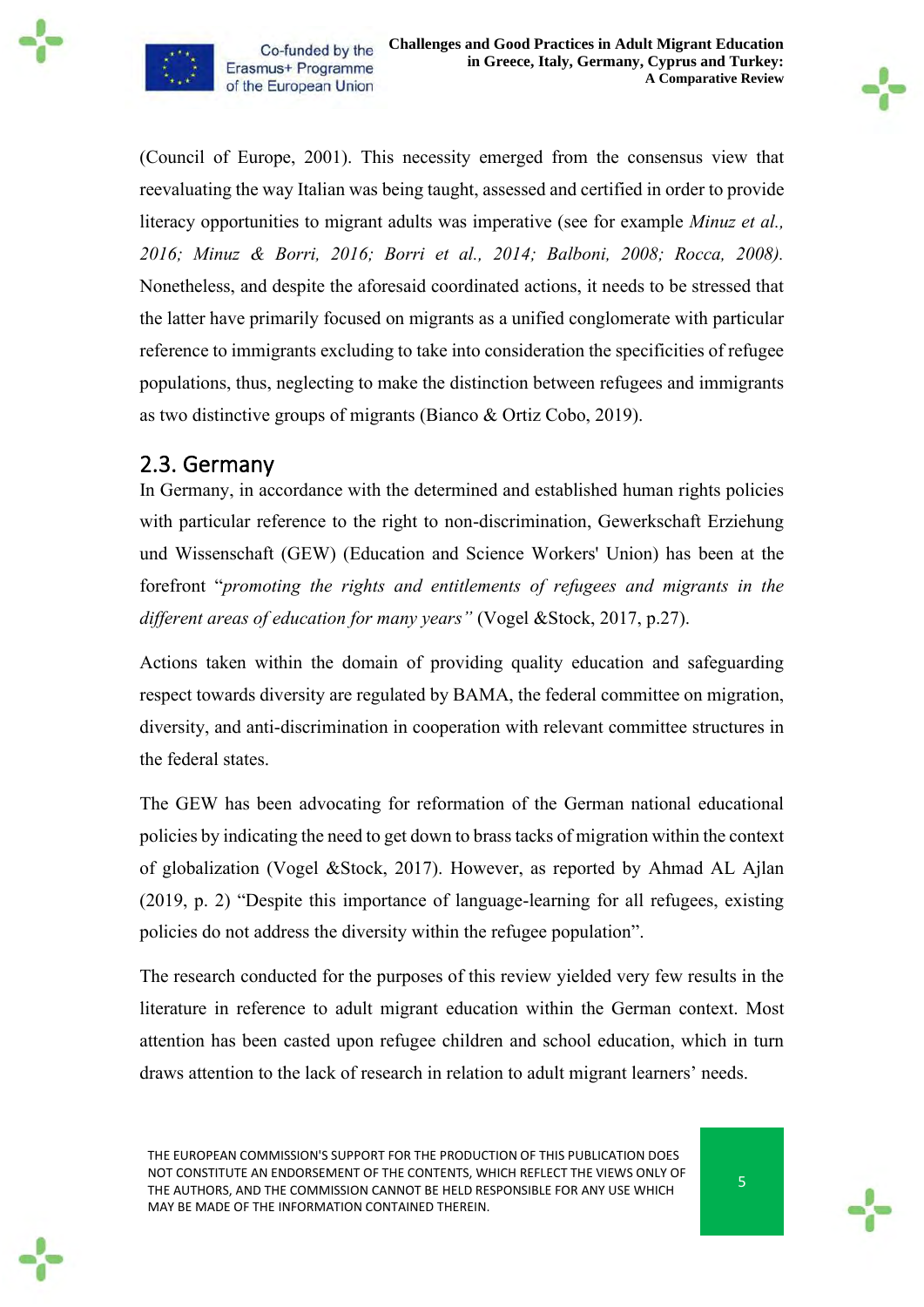(Council of Europe, 2001). This necessity emerged from the consensus view that reevaluating the way Italian was being taught, assessed and certified in order to provide literacy opportunities to migrant adults was imperative (see for example *Minuz et al., 2016; Minuz & Borri, 2016; Borri et al., 2014; Balboni, 2008; Rocca, 2008).* Nonetheless, and despite the aforesaid coordinated actions, it needs to be stressed that the latter have primarily focused on migrants as a unified conglomerate with particular reference to immigrants excluding to take into consideration the specificities of refugee populations, thus, neglecting to make the distinction between refugees and immigrants as two distinctive groups of migrants (Bianco & Ortiz Cobo, 2019).

## 2.3. Germany

In Germany, in accordance with the determined and established human rights policies with particular reference to the right to non-discrimination, Gewerkschaft Erziehung und Wissenschaft (GEW) (Education and Science Workers' Union) has been at the forefront "*promoting the rights and entitlements of refugees and migrants in the different areas of education for many years"* (Vogel &Stock, 2017, p.27).

Actions taken within the domain of providing quality education and safeguarding respect towards diversity are regulated by BAMA, the federal committee on migration, diversity, and anti-discrimination in cooperation with relevant committee structures in the federal states.

The GEW has been advocating for reformation of the German national educational policies by indicating the need to get down to brass tacks of migration within the context of globalization (Vogel &Stock, 2017). However, as reported by Ahmad AL Ajlan (2019, p. 2) "Despite this importance of language-learning for all refugees, existing policies do not address the diversity within the refugee population".

The research conducted for the purposes of this review yielded very few results in the literature in reference to adult migrant education within the German context. Most attention has been casted upon refugee children and school education, which in turn draws attention to the lack of research in relation to adult migrant learners' needs.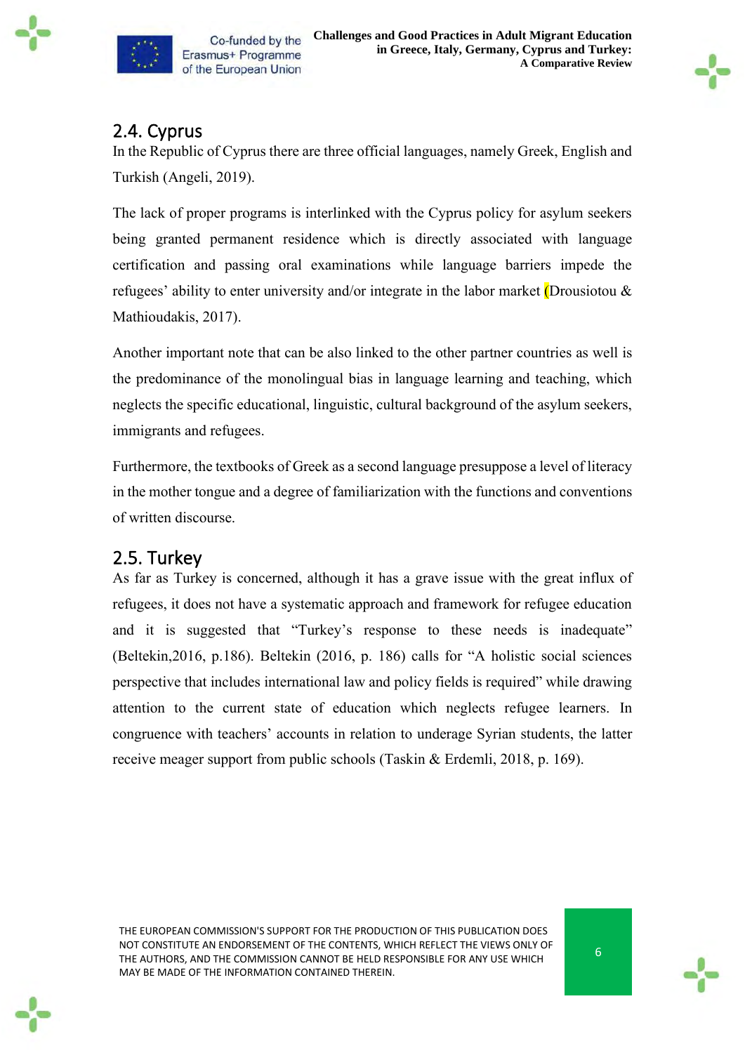## 2.4. Cyprus

In the Republic of Cyprus there are three official languages, namely Greek, English and Turkish (Angeli, 2019).

The lack of proper programs is interlinked with the Cyprus policy for asylum seekers being granted permanent residence which is directly associated with language certification and passing oral examinations while language barriers impede the refugees' ability to enter university and/or integrate in the labor market (Drousiotou & Mathioudakis, 2017).

Another important note that can be also linked to the other partner countries as well is the predominance of the monolingual bias in language learning and teaching, which neglects the specific educational, linguistic, cultural background of the asylum seekers, immigrants and refugees.

Furthermore, the textbooks of Greek as a second language presuppose a level of literacy in the mother tongue and a degree of familiarization with the functions and conventions of written discourse.

## 2.5. Turkey

As far as Turkey is concerned, although it has a grave issue with the great influx of refugees, it does not have a systematic approach and framework for refugee education and it is suggested that "Turkey's response to these needs is inadequate" (Beltekin,2016, p.186). Beltekin (2016, p. 186) calls for "A holistic social sciences perspective that includes international law and policy fields is required" while drawing attention to the current state of education which neglects refugee learners. In congruence with teachers' accounts in relation to underage Syrian students, the latter receive meager support from public schools (Taskin & Erdemli, 2018, p. 169).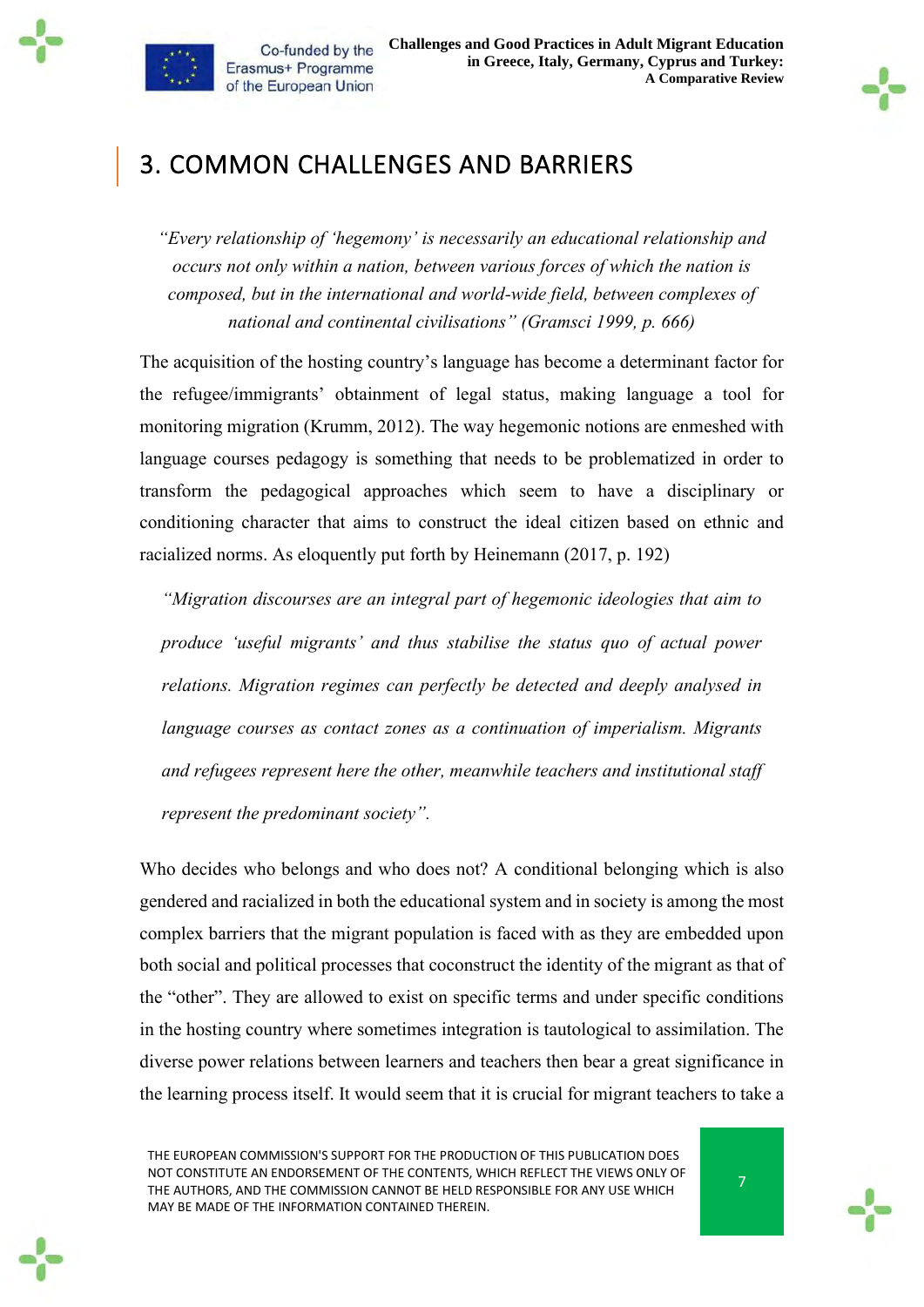# 3. COMMON CHALLENGES AND BARRIERS

> *"Every relationship of 'hegemony' is necessarily an educational relationship and occurs not only within a nation, between various forces of which the nation is composed, but in the international and world-wide field, between complexes of national and continental civilisations" (Gramsci 1999, p. 666)*

The acquisition of the hosting country's language has become a determinant factor for the refugee/immigrants' obtainment of legal status, making language a tool for monitoring migration (Krumm, 2012). The way hegemonic notions are enmeshed with language courses pedagogy is something that needs to be problematized in order to transform the pedagogical approaches which seem to have a disciplinary or conditioning character that aims to construct the ideal citizen based on ethnic and racialized norms. As eloquently put forth by Heinemann (2017, p. 192)

> *"Migration discourses are an integral part of hegemonic ideologies that aim to produce 'useful migrants' and thus stabilise the status quo of actual power relations. Migration regimes can perfectly be detected and deeply analysed in language courses as contact zones as a continuation of imperialism. Migrants and refugees represent here the other, meanwhile teachers and institutional staff represent the predominant society".*

Who decides who belongs and who does not? A conditional belonging which is also gendered and racialized in both the educational system and in society is among the most complex barriers that the migrant population is faced with as they are embedded upon both social and political processes that coconstruct the identity of the migrant as that of the "other". They are allowed to exist on specific terms and under specific conditions in the hosting country where sometimes integration is tautological to assimilation. The diverse power relations between learners and teachers then bear a great significance in the learning process itself. It would seem that it is crucial for migrant teachers to take a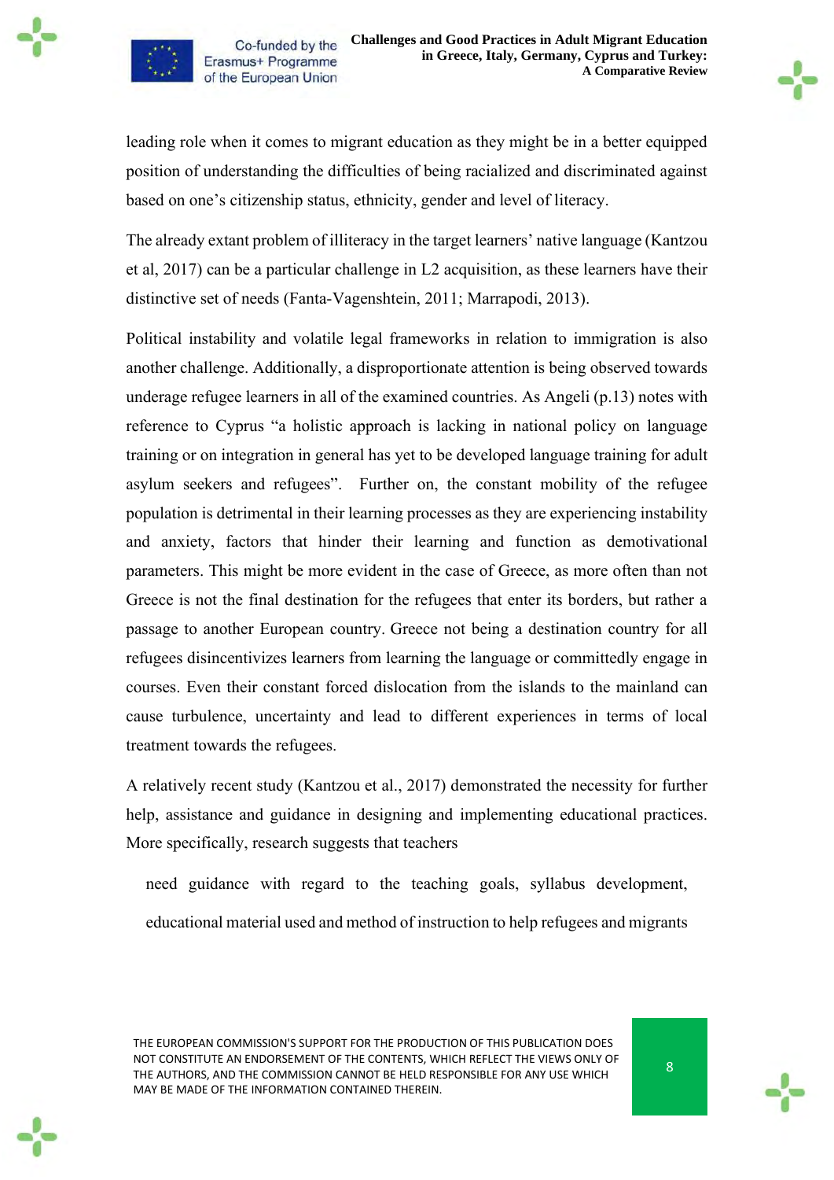leading role when it comes to migrant education as they might be in a better equipped position of understanding the difficulties of being racialized and discriminated against based on one's citizenship status, ethnicity, gender and level of literacy.

The already extant problem of illiteracy in the target learners' native language (Kantzou et al, 2017) can be a particular challenge in L2 acquisition, as these learners have their distinctive set of needs (Fanta-Vagenshtein, 2011; Marrapodi, 2013).

Political instability and volatile legal frameworks in relation to immigration is also another challenge. Additionally, a disproportionate attention is being observed towards underage refugee learners in all of the examined countries. As Angeli (p.13) notes with reference to Cyprus "a holistic approach is lacking in national policy on language training or on integration in general has yet to be developed language training for adult asylum seekers and refugees". Further on, the constant mobility of the refugee population is detrimental in their learning processes as they are experiencing instability and anxiety, factors that hinder their learning and function as demotivational parameters. This might be more evident in the case of Greece, as more often than not Greece is not the final destination for the refugees that enter its borders, but rather a passage to another European country. Greece not being a destination country for all refugees disincentivizes learners from learning the language or committedly engage in courses. Even their constant forced dislocation from the islands to the mainland can cause turbulence, uncertainty and lead to different experiences in terms of local treatment towards the refugees.

A relatively recent study (Kantzou et al., 2017) demonstrated the necessity for further help, assistance and guidance in designing and implementing educational practices. More specifically, research suggests that teachers

> need guidance with regard to the teaching goals, syllabus development, educational material used and method of instruction to help refugees and migrants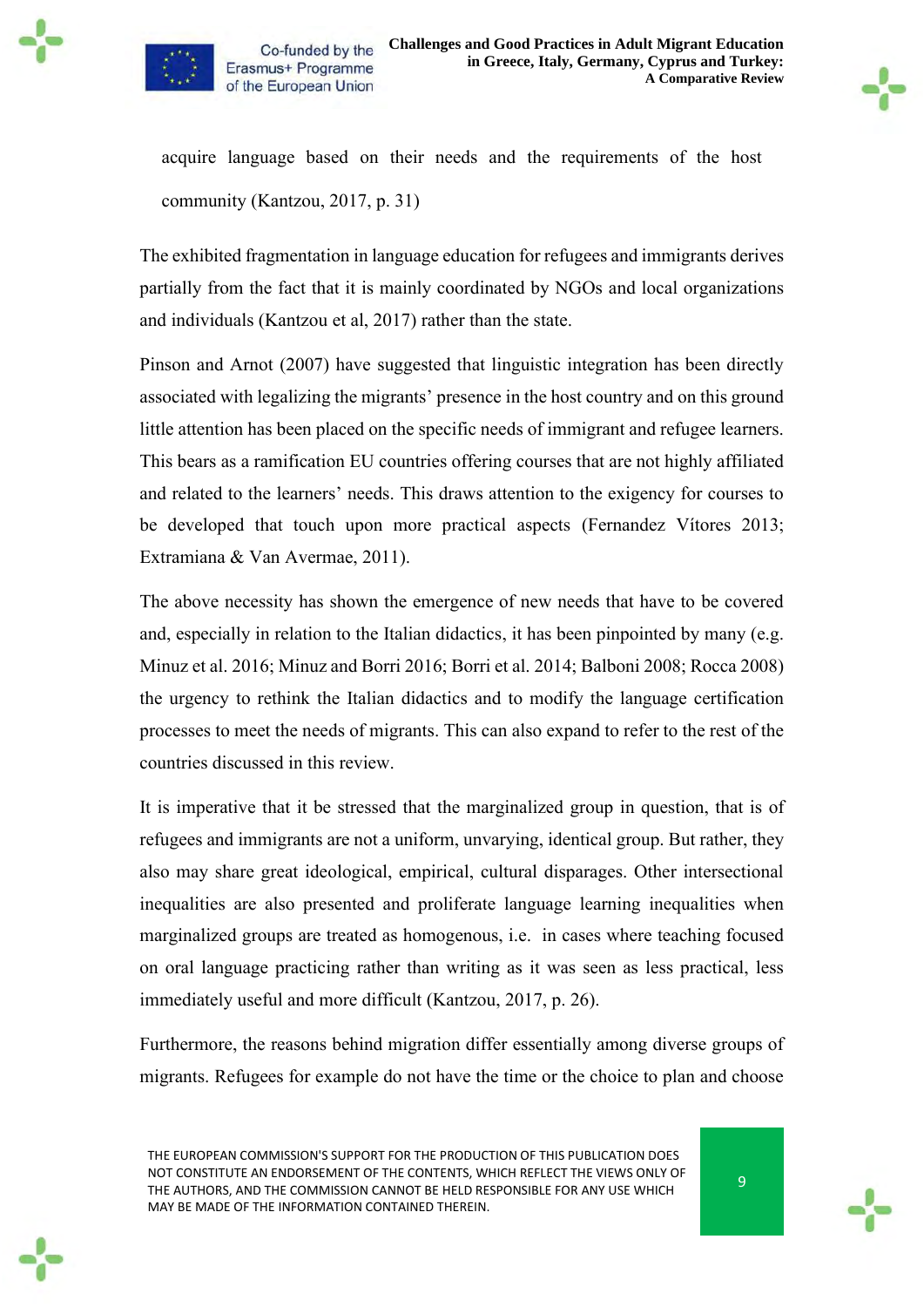acquire language based on their needs and the requirements of the host community (Kantzou, 2017, p. 31)

The exhibited fragmentation in language education for refugees and immigrants derives partially from the fact that it is mainly coordinated by NGOs and local organizations and individuals (Kantzou et al, 2017) rather than the state.

Pinson and Arnot (2007) have suggested that linguistic integration has been directly associated with legalizing the migrants' presence in the host country and on this ground little attention has been placed on the specific needs of immigrant and refugee learners. This bears as a ramification EU countries offering courses that are not highly affiliated and related to the learners' needs. This draws attention to the exigency for courses to be developed that touch upon more practical aspects (Fernandez Vítores 2013; Extramiana & Van Avermae, 2011).

The above necessity has shown the emergence of new needs that have to be covered and, especially in relation to the Italian didactics, it has been pinpointed by many (e.g. Minuz et al. 2016; Minuz and Borri 2016; Borri et al. 2014; Balboni 2008; Rocca 2008) the urgency to rethink the Italian didactics and to modify the language certification processes to meet the needs of migrants. This can also expand to refer to the rest of the countries discussed in this review.

It is imperative that it be stressed that the marginalized group in question, that is of refugees and immigrants are not a uniform, unvarying, identical group. But rather, they also may share great ideological, empirical, cultural disparages. Other intersectional inequalities are also presented and proliferate language learning inequalities when marginalized groups are treated as homogenous, i.e. in cases where teaching focused on oral language practicing rather than writing as it was seen as less practical, less immediately useful and more difficult (Kantzou, 2017, p. 26).

Furthermore, the reasons behind migration differ essentially among diverse groups of migrants. Refugees for example do not have the time or the choice to plan and choose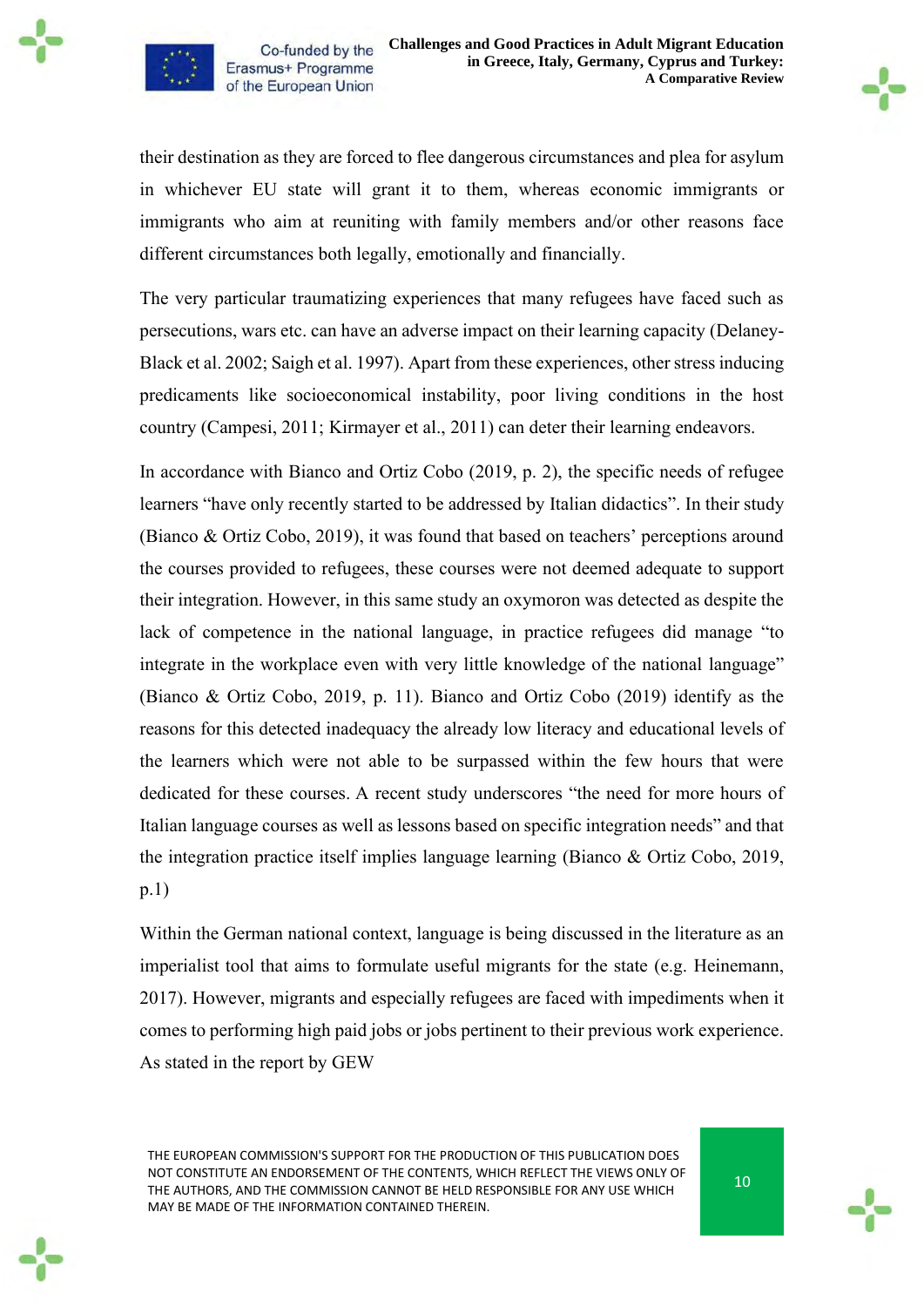their destination as they are forced to flee dangerous circumstances and plea for asylum in whichever EU state will grant it to them, whereas economic immigrants or immigrants who aim at reuniting with family members and/or other reasons face different circumstances both legally, emotionally and financially.

The very particular traumatizing experiences that many refugees have faced such as persecutions, wars etc. can have an adverse impact on their learning capacity (Delaney-Black et al. 2002; Saigh et al. 1997). Apart from these experiences, other stress inducing predicaments like socioeconomical instability, poor living conditions in the host country (Campesi, 2011; Kirmayer et al., 2011) can deter their learning endeavors.

In accordance with Bianco and Ortiz Cobo (2019, p. 2), the specific needs of refugee learners "have only recently started to be addressed by Italian didactics". In their study (Bianco & Ortiz Cobo, 2019), it was found that based on teachers' perceptions around the courses provided to refugees, these courses were not deemed adequate to support their integration. However, in this same study an oxymoron was detected as despite the lack of competence in the national language, in practice refugees did manage "to integrate in the workplace even with very little knowledge of the national language" (Bianco & Ortiz Cobo, 2019, p. 11). Bianco and Ortiz Cobo (2019) identify as the reasons for this detected inadequacy the already low literacy and educational levels of the learners which were not able to be surpassed within the few hours that were dedicated for these courses. A recent study underscores "the need for more hours of Italian language courses as well as lessons based on specific integration needs" and that the integration practice itself implies language learning (Bianco & Ortiz Cobo, 2019, p.1)

Within the German national context, language is being discussed in the literature as an imperialist tool that aims to formulate useful migrants for the state (e.g. Heinemann, 2017). However, migrants and especially refugees are faced with impediments when it comes to performing high paid jobs or jobs pertinent to their previous work experience. As stated in the report by GEW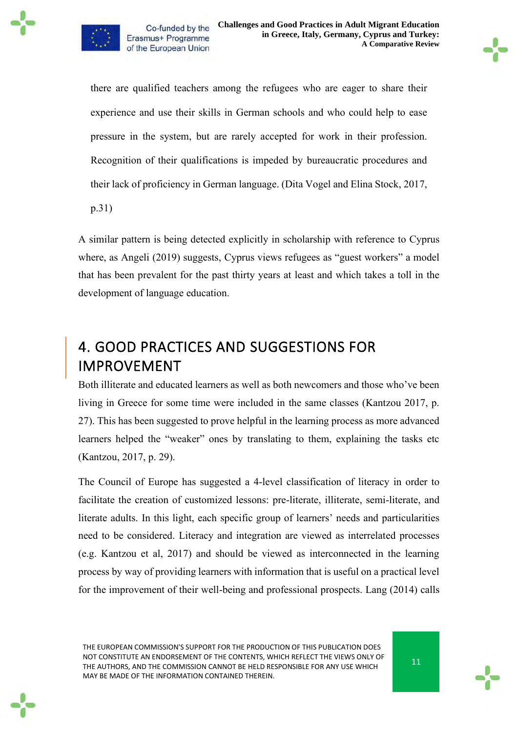> there are qualified teachers among the refugees who are eager to share their experience and use their skills in German schools and who could help to ease pressure in the system, but are rarely accepted for work in their profession. Recognition of their qualifications is impeded by bureaucratic procedures and their lack of proficiency in German language. (Dita Vogel and Elina Stock, 2017, p.31)

A similar pattern is being detected explicitly in scholarship with reference to Cyprus where, as Angeli (2019) suggests, Cyprus views refugees as "guest workers" a model that has been prevalent for the past thirty years at least and which takes a toll in the development of language education.

# 4. GOOD PRACTICES AND SUGGESTIONS FOR IMPROVEMENT

Both illiterate and educated learners as well as both newcomers and those who've been living in Greece for some time were included in the same classes (Kantzou 2017, p. 27). This has been suggested to prove helpful in the learning process as more advanced learners helped the "weaker" ones by translating to them, explaining the tasks etc (Kantzou, 2017, p. 29).

The Council of Europe has suggested a 4-level classification of literacy in order to facilitate the creation of customized lessons: pre-literate, illiterate, semi-literate, and literate adults. In this light, each specific group of learners' needs and particularities need to be considered. Literacy and integration are viewed as interrelated processes (e.g. Kantzou et al, 2017) and should be viewed as interconnected in the learning process by way of providing learners with information that is useful on a practical level for the improvement of their well-being and professional prospects. Lang (2014) calls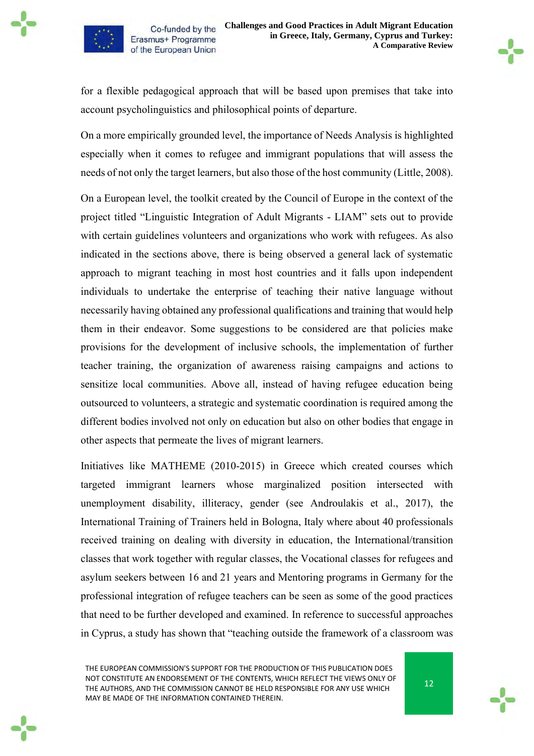for a flexible pedagogical approach that will be based upon premises that take into account psycholinguistics and philosophical points of departure.

On a more empirically grounded level, the importance of Needs Analysis is highlighted especially when it comes to refugee and immigrant populations that will assess the needs of not only the target learners, but also those of the host community (Little, 2008).

On a European level, the toolkit created by the Council of Europe in the context of the project titled "Linguistic Integration of Adult Migrants - LIAM" sets out to provide with certain guidelines volunteers and organizations who work with refugees. As also indicated in the sections above, there is being observed a general lack of systematic approach to migrant teaching in most host countries and it falls upon independent individuals to undertake the enterprise of teaching their native language without necessarily having obtained any professional qualifications and training that would help them in their endeavor. Some suggestions to be considered are that policies make provisions for the development of inclusive schools, the implementation of further teacher training, the organization of awareness raising campaigns and actions to sensitize local communities. Above all, instead of having refugee education being outsourced to volunteers, a strategic and systematic coordination is required among the different bodies involved not only on education but also on other bodies that engage in other aspects that permeate the lives of migrant learners.

Initiatives like MATHEME (2010-2015) in Greece which created courses which targeted immigrant learners whose marginalized position intersected with unemployment disability, illiteracy, gender (see Androulakis et al., 2017), the International Training of Trainers held in Bologna, Italy where about 40 professionals received training on dealing with diversity in education, the International/transition classes that work together with regular classes, the Vocational classes for refugees and asylum seekers between 16 and 21 years and Mentoring programs in Germany for the professional integration of refugee teachers can be seen as some of the good practices that need to be further developed and examined. In reference to successful approaches in Cyprus, a study has shown that "teaching outside the framework of a classroom was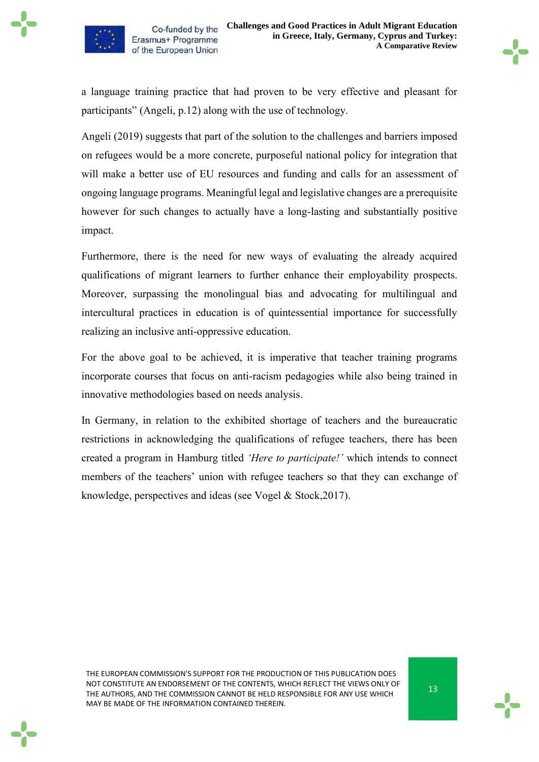a language training practice that had proven to be very effective and pleasant for participants" (Angeli, p.12) along with the use of technology.

Angeli (2019) suggests that part of the solution to the challenges and barriers imposed on refugees would be a more concrete, purposeful national policy for integration that will make a better use of EU resources and funding and calls for an assessment of ongoing language programs. Meaningful legal and legislative changes are a prerequisite however for such changes to actually have a long-lasting and substantially positive impact.

Furthermore, there is the need for new ways of evaluating the already acquired qualifications of migrant learners to further enhance their employability prospects. Moreover, surpassing the monolingual bias and advocating for multilingual and intercultural practices in education is of quintessential importance for successfully realizing an inclusive anti-oppressive education.

For the above goal to be achieved, it is imperative that teacher training programs incorporate courses that focus on anti-racism pedagogies while also being trained in innovative methodologies based on needs analysis.

In Germany, in relation to the exhibited shortage of teachers and the bureaucratic restrictions in acknowledging the qualifications of refugee teachers, there has been created a program in Hamburg titled *'Here to participate!'* which intends to connect members of the teachers' union with refugee teachers so that they can exchange of knowledge, perspectives and ideas (see Vogel & Stock,2017).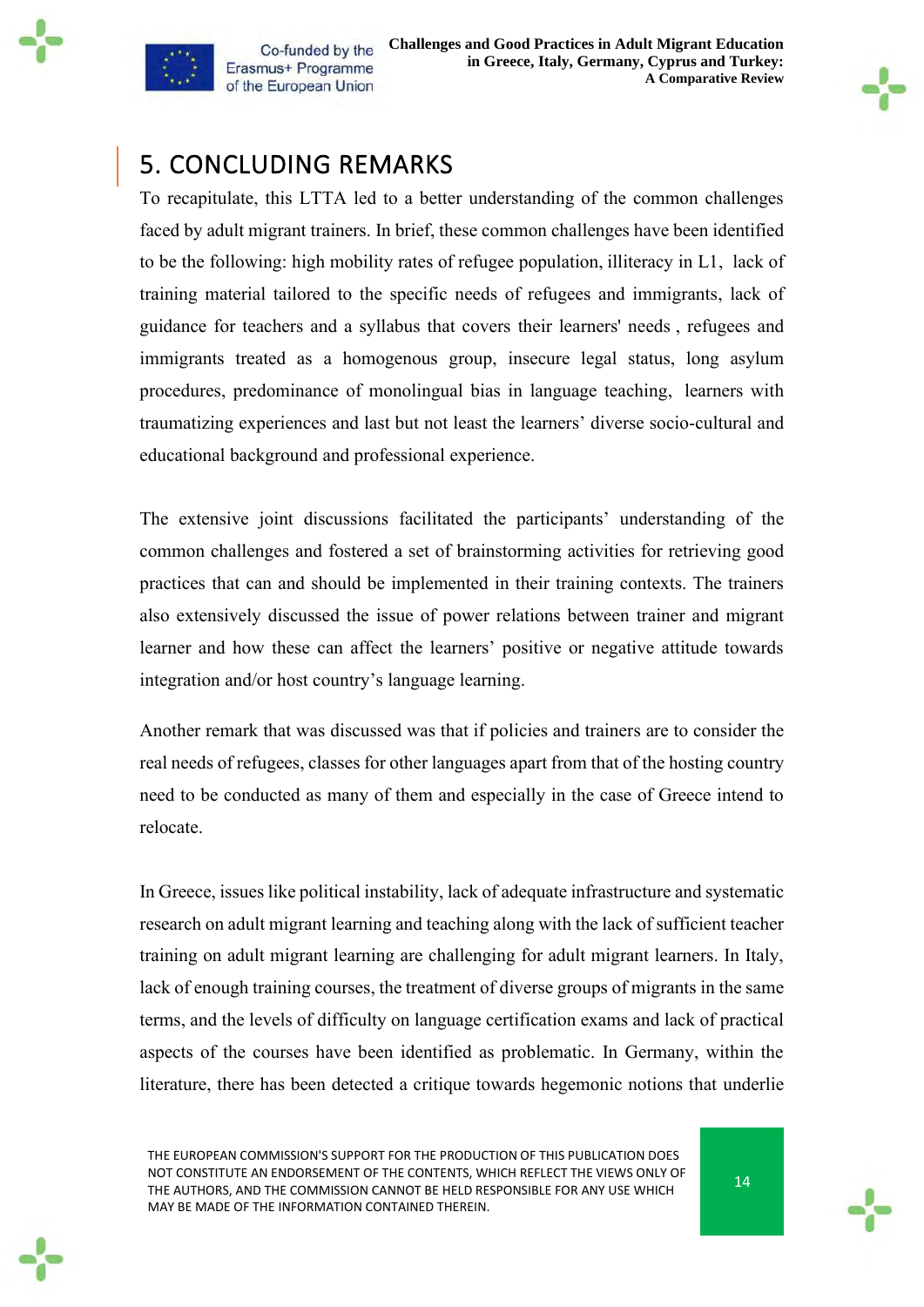# 5. CONCLUDING REMARKS

To recapitulate, this LTTA led to a better understanding of the common challenges faced by adult migrant trainers. In brief, these common challenges have been identified to be the following: high mobility rates of refugee population, illiteracy in L1, lack of training material tailored to the specific needs of refugees and immigrants, lack of guidance for teachers and a syllabus that covers their learners' needs , refugees and immigrants treated as a homogenous group, insecure legal status, long asylum procedures, predominance of monolingual bias in language teaching, learners with traumatizing experiences and last but not least the learners' diverse socio-cultural and educational background and professional experience.

The extensive joint discussions facilitated the participants' understanding of the common challenges and fostered a set of brainstorming activities for retrieving good practices that can and should be implemented in their training contexts. The trainers also extensively discussed the issue of power relations between trainer and migrant learner and how these can affect the learners' positive or negative attitude towards integration and/or host country's language learning.

Another remark that was discussed was that if policies and trainers are to consider the real needs of refugees, classes for other languages apart from that of the hosting country need to be conducted as many of them and especially in the case of Greece intend to relocate.

In Greece, issues like political instability, lack of adequate infrastructure and systematic research on adult migrant learning and teaching along with the lack of sufficient teacher training on adult migrant learning are challenging for adult migrant learners. In Italy, lack of enough training courses, the treatment of diverse groups of migrants in the same terms, and the levels of difficulty on language certification exams and lack of practical aspects of the courses have been identified as problematic. In Germany, within the literature, there has been detected a critique towards hegemonic notions that underlie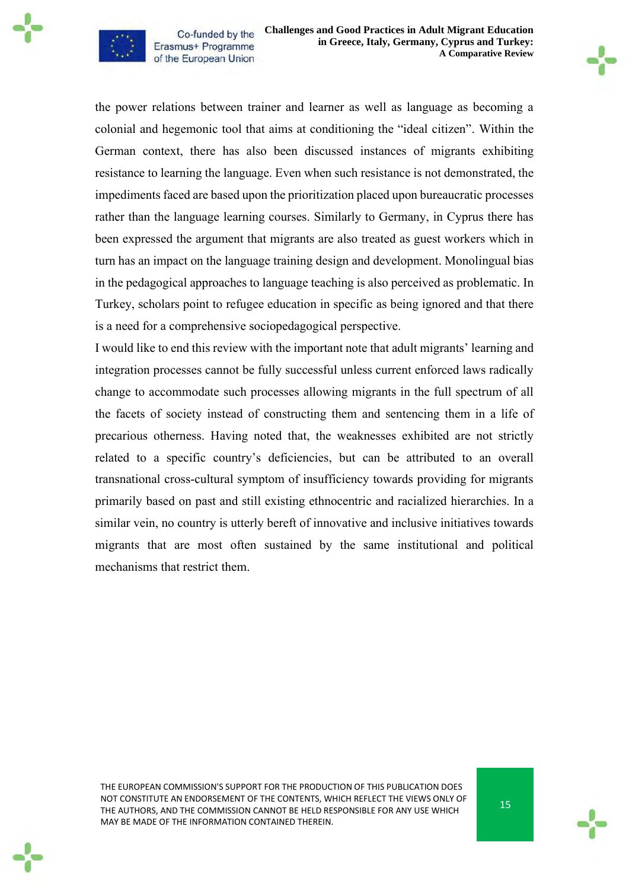the power relations between trainer and learner as well as language as becoming a colonial and hegemonic tool that aims at conditioning the "ideal citizen". Within the German context, there has also been discussed instances of migrants exhibiting resistance to learning the language. Even when such resistance is not demonstrated, the impediments faced are based upon the prioritization placed upon bureaucratic processes rather than the language learning courses. Similarly to Germany, in Cyprus there has been expressed the argument that migrants are also treated as guest workers which in turn has an impact on the language training design and development. Monolingual bias in the pedagogical approaches to language teaching is also perceived as problematic. In Turkey, scholars point to refugee education in specific as being ignored and that there is a need for a comprehensive sociopedagogical perspective.

I would like to end this review with the important note that adult migrants' learning and integration processes cannot be fully successful unless current enforced laws radically change to accommodate such processes allowing migrants in the full spectrum of all the facets of society instead of constructing them and sentencing them in a life of precarious otherness. Having noted that, the weaknesses exhibited are not strictly related to a specific country's deficiencies, but can be attributed to an overall transnational cross-cultural symptom of insufficiency towards providing for migrants primarily based on past and still existing ethnocentric and racialized hierarchies. In a similar vein, no country is utterly bereft of innovative and inclusive initiatives towards migrants that are most often sustained by the same institutional and political mechanisms that restrict them.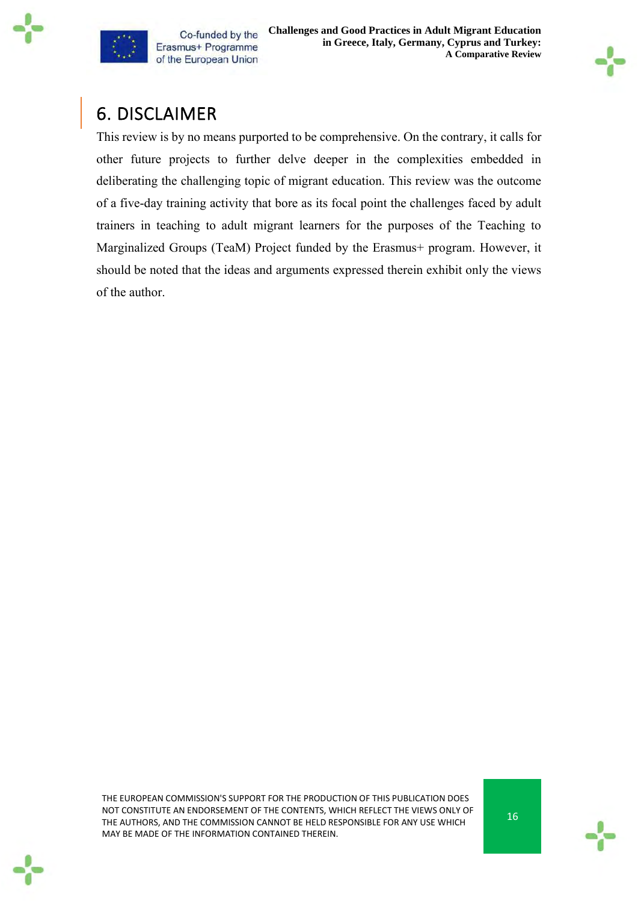## 6. DISCLAIMER

This review is by no means purported to be comprehensive. On the contrary, it calls for other future projects to further delve deeper in the complexities embedded in deliberating the challenging topic of migrant education. This review was the outcome of a five-day training activity that bore as its focal point the challenges faced by adult trainers in teaching to adult migrant learners for the purposes of the Teaching to Marginalized Groups (TeaM) Project funded by the Erasmus+ program. However, it should be noted that the ideas and arguments expressed therein exhibit only the views of the author.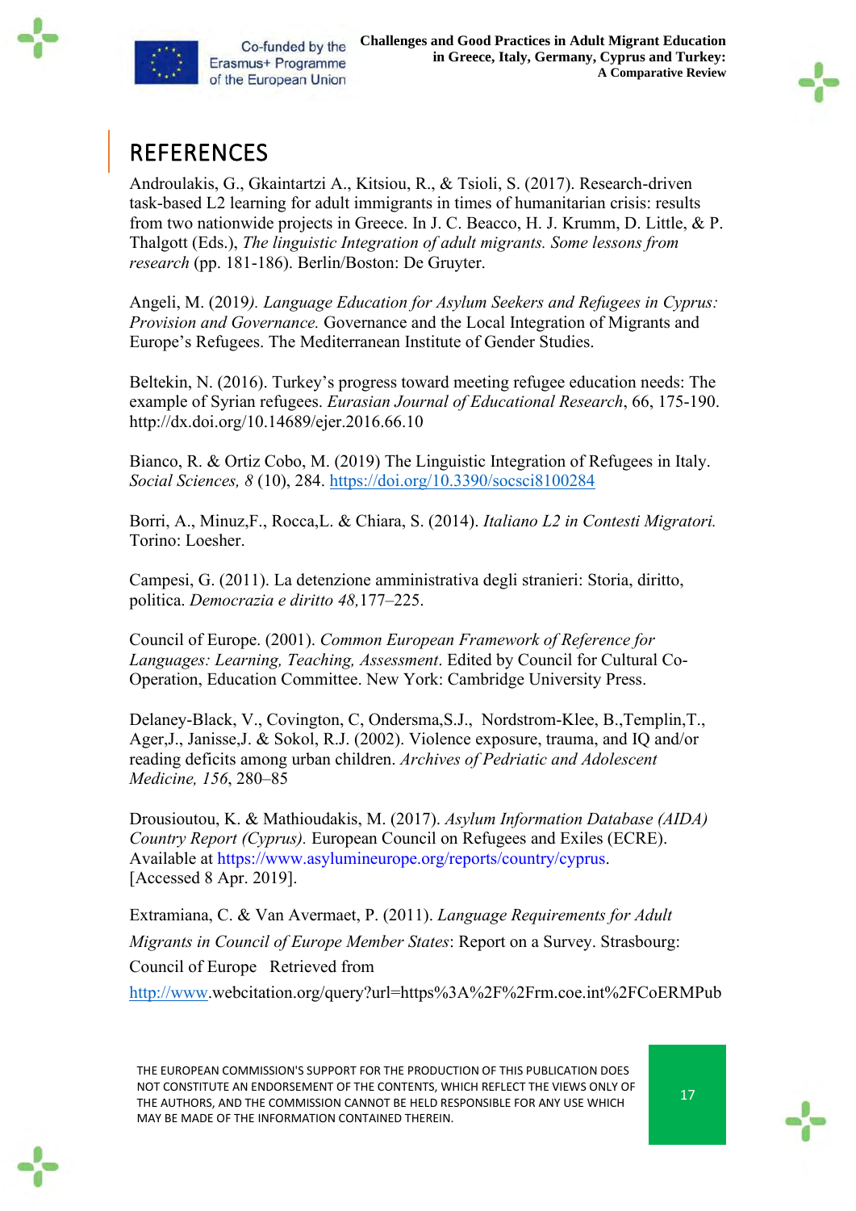## REFERENCES

Androulakis, G., Gkaintartzi A., Kitsiou, R., & Tsioli, S. (2017). Research-driven task-based L2 learning for adult immigrants in times of humanitarian crisis: results from two nationwide projects in Greece. In J. C. Beacco, H. J. Krumm, D. Little, & P. Thalgott (Eds.), *The linguistic Integration of adult migrants. Some lessons from research* (pp. 181-186). Berlin/Boston: De Gruyter.

Angeli, M. (2019*). Language Education for Asylum Seekers and Refugees in Cyprus: Provision and Governance.* Governance and the Local Integration of Migrants and Europe's Refugees. The Mediterranean Institute of Gender Studies.

Beltekin, N. (2016). Turkey's progress toward meeting refugee education needs: The example of Syrian refugees. *Eurasian Journal of Educational Research*, 66, 175-190. http://dx.doi.org/10.14689/ejer.2016.66.10

Bianco, R. & Ortiz Cobo, M. (2019) The Linguistic Integration of Refugees in Italy. *Social Sciences, 8* (10), 284. https://doi.org/10.3390/socsci8100284

Borri, A., Minuz,F., Rocca,L. & Chiara, S. (2014). *Italiano L2 in Contesti Migratori.* Torino: Loesher.

Campesi, G. (2011). La detenzione amministrativa degli stranieri: Storia, diritto, politica. *Democrazia e diritto 48,*177–225.

Council of Europe. (2001). *Common European Framework of Reference for Languages: Learning, Teaching, Assessment*. Edited by Council for Cultural Co-Operation, Education Committee. New York: Cambridge University Press.

Delaney-Black, V., Covington, C, Ondersma,S.J., Nordstrom-Klee, B.,Templin,T., Ager,J., Janisse,J. & Sokol, R.J. (2002). Violence exposure, trauma, and IQ and/or reading deficits among urban children. *Archives of Pedriatic and Adolescent Medicine, 156*, 280–85

Drousioutou, K. & Mathioudakis, M. (2017). *Asylum Information Database (AIDA) Country Report (Cyprus).* European Council on Refugees and Exiles (ECRE). Available at https://www.asylumineurope.org/reports/country/cyprus. [Accessed 8 Apr. 2019].

Extramiana, C. & Van Avermaet, P. (2011). *Language Requirements for Adult Migrants in Council of Europe Member States*: Report on a Survey. Strasbourg: Council of Europe Retrieved from http://www.webcitation.org/query?url=https%3A%2F%2Frm.coe.int%2FCoERMPub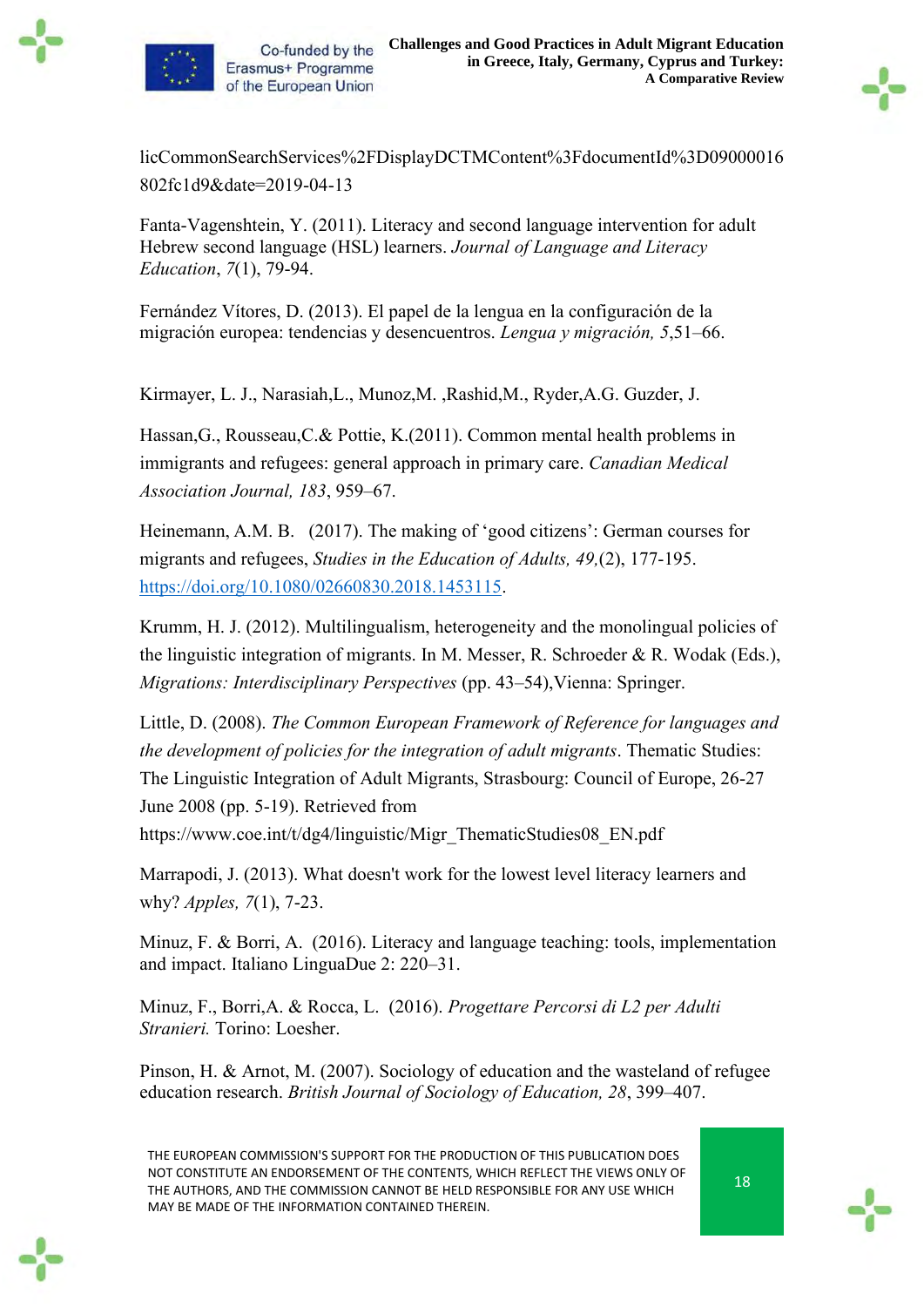licCommonSearchServices%2FDisplayDCTMContent%3FdocumentId%3D09000016802fc1d9&date=2019-04-13

Fanta-Vagenshtein, Y. (2011). Literacy and second language intervention for adult Hebrew second language (HSL) learners. *Journal of Language and Literacy Education*, *7*(1), 79-94.

Fernández Vítores, D. (2013). El papel de la lengua en la configuración de la migración europea: tendencias y desencuentros. *Lengua y migración, 5*,51–66.

Kirmayer, L. J., Narasiah,L., Munoz,M. ,Rashid,M., Ryder,A.G. Guzder, J.

Hassan,G., Rousseau,C.& Pottie, K.(2011). Common mental health problems in immigrants and refugees: general approach in primary care. *Canadian Medical Association Journal, 183*, 959–67.

Heinemann, A.M. B. (2017). The making of 'good citizens': German courses for migrants and refugees, *Studies in the Education of Adults, 49,*(2), 177-195. https://doi.org/10.1080/02660830.2018.1453115.

Krumm, H. J. (2012). Multilingualism, heterogeneity and the monolingual policies of the linguistic integration of migrants. In M. Messer, R. Schroeder & R. Wodak (Eds.), *Migrations: Interdisciplinary Perspectives* (pp. 43–54),Vienna: Springer.

Little, D. (2008). *The Common European Framework of Reference for languages and the development of policies for the integration of adult migrants*. Thematic Studies: The Linguistic Integration of Adult Migrants, Strasbourg: Council of Europe, 26-27 June 2008 (pp. 5-19). Retrieved from https://www.coe.int/t/dg4/linguistic/Migr_ThematicStudies08_EN.pdf

Marrapodi, J. (2013). What doesn't work for the lowest level literacy learners and why? *Apples, 7*(1), 7-23.

Minuz, F. & Borri, A. (2016). Literacy and language teaching: tools, implementation and impact. Italiano LinguaDue 2: 220–31.

Minuz, F., Borri,A. & Rocca, L. (2016). *Progettare Percorsi di L2 per Adulti Stranieri.* Torino: Loesher.

Pinson, H. & Arnot, M. (2007). Sociology of education and the wasteland of refugee education research. *British Journal of Sociology of Education, 28*, 399–407.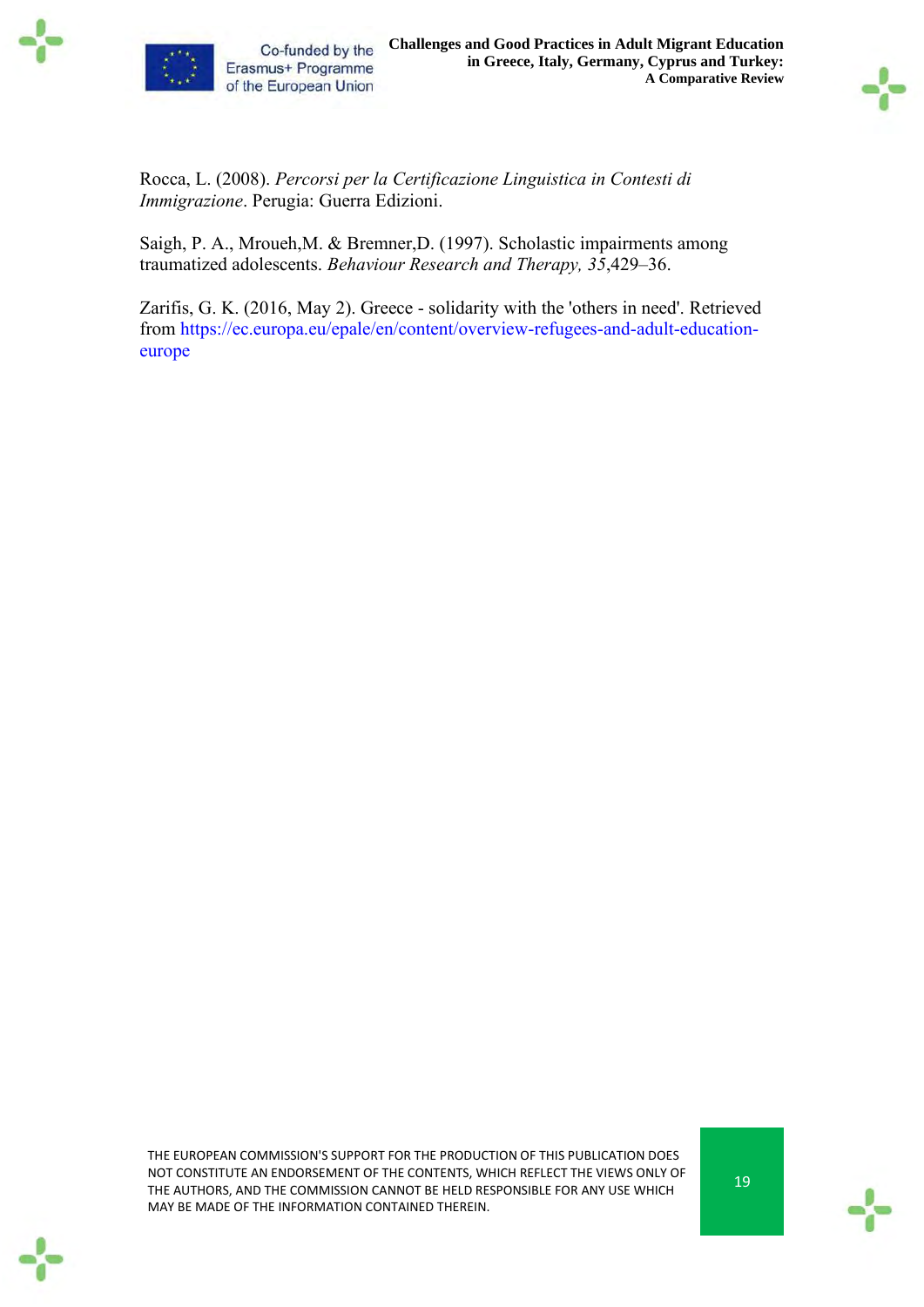Rocca, L. (2008). *Percorsi per la Certificazione Linguistica in Contesti di Immigrazione*. Perugia: Guerra Edizioni.

Saigh, P. A., Mroueh,M. & Bremner,D. (1997). Scholastic impairments among traumatized adolescents. *Behaviour Research and Therapy, 35*,429–36.

Zarifis, G. K. (2016, May 2). Greece - solidarity with the 'others in need'. Retrieved from https://ec.europa.eu/epale/en/content/overview-refugees-and-adult-education-europe

THE EUROPEAN COMMISSION'S SUPPORT FOR THE PRODUCTION OF THIS PUBLICATION DOES NOT CONSTITUTE AN ENDORSEMENT OF THE CONTENTS, WHICH REFLECT THE VIEWS ONLY OF THE AUTHORS, AND THE COMMISSION CANNOT BE HELD RESPONSIBLE FOR ANY USE WHICH MAY BE MADE OF THE INFORMATION CONTAINED THEREIN.